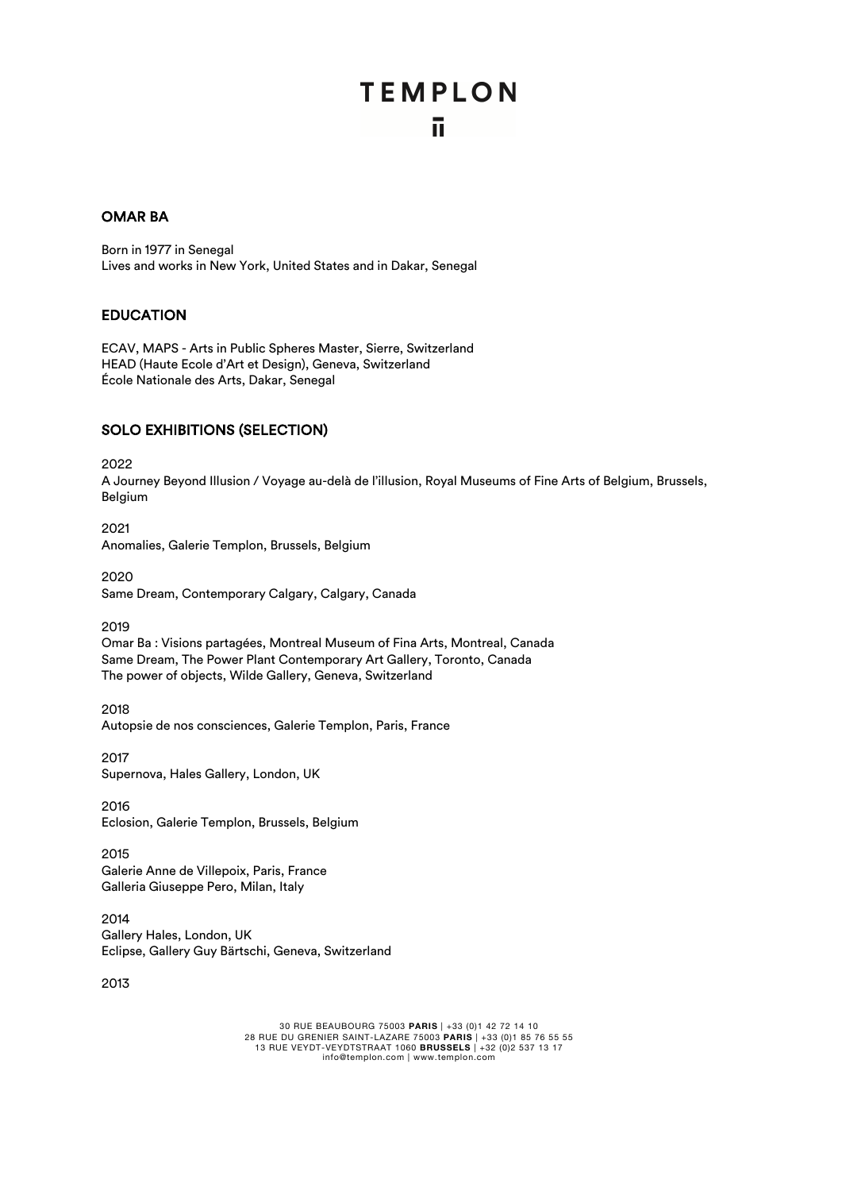## OMAR BA

Born in 1977 in Senegal
Lives and works in New York, United States and in Dakar, Senegal

## EDUCATION

ECAV, MAPS - Arts in Public Spheres Master, Sierre, Switzerland
HEAD (Haute Ecole d'Art et Design), Geneva, Switzerland
École Nationale des Arts, Dakar, Senegal

## SOLO EXHIBITIONS (SELECTION)

2022
A Journey Beyond Illusion / Voyage au-delà de l'illusion, Royal Museums of Fine Arts of Belgium, Brussels, Belgium

2021
Anomalies, Galerie Templon, Brussels, Belgium

2020
Same Dream, Contemporary Calgary, Calgary, Canada

2019
Omar Ba : Visions partagées, Montreal Museum of Fina Arts, Montreal, Canada
Same Dream, The Power Plant Contemporary Art Gallery, Toronto, Canada
The power of objects, Wilde Gallery, Geneva, Switzerland

2018
Autopsie de nos consciences, Galerie Templon, Paris, France

2017
Supernova, Hales Gallery, London, UK

2016
Eclosion, Galerie Templon, Brussels, Belgium

2015
Galerie Anne de Villepoix, Paris, France
Galleria Giuseppe Pero, Milan, Italy

2014
Gallery Hales, London, UK
Eclipse, Gallery Guy Bärtschi, Geneva, Switzerland

2013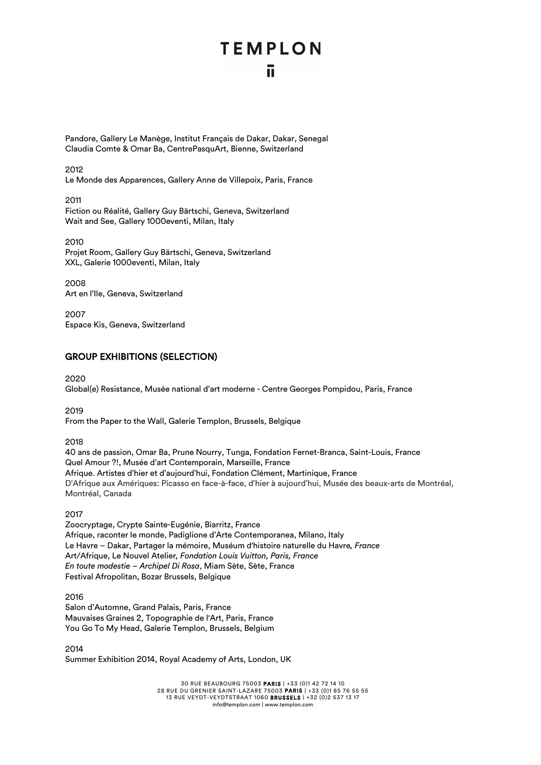Pandore, Gallery Le Manège, Institut Français de Dakar, Dakar, Senegal
Claudia Comte & Omar Ba, CentrePasquArt, Bienne, Switzerland

2012
Le Monde des Apparences, Gallery Anne de Villepoix, Paris, France

2011
Fiction ou Réalité, Gallery Guy Bärtschi, Geneva, Switzerland
Wait and See, Gallery 1000eventi, Milan, Italy

2010
Projet Room, Gallery Guy Bärtschi, Geneva, Switzerland
XXL, Galerie 1000eventi, Milan, Italy

2008
Art en l'Ile, Geneva, Switzerland

2007
Espace Kis, Geneva, Switzerland

## GROUP EXHIBITIONS (SELECTION)

2020
Global(e) Resistance, Musée national d'art moderne - Centre Georges Pompidou, Paris, France

2019
From the Paper to the Wall, Galerie Templon, Brussels, Belgique

2018
40 ans de passion, Omar Ba, Prune Nourry, Tunga, Fondation Fernet-Branca, Saint-Louis, France
Quel Amour ?!, Musée d'art Contemporain, Marseille, France
Afrique. Artistes d'hier et d'aujourd'hui, Fondation Clément, Martinique, France
D'Afrique aux Amériques: Picasso en face-à-face, d'hier à aujourd'hui, Musée des beaux-arts de Montréal, Montréal, Canada

2017
Zoocryptage, Crypte Sainte-Eugénie, Biarritz, France
Afrique, raconter le monde, Padiglione d'Arte Contemporanea, Milano, Italy
Le Havre – Dakar, Partager la mémoire, Muséum d'histoire naturelle du Havre*, France*
Art/Afrique, Le Nouvel Atelier*, Fondation Louis Vuitton, Paris, France*
*En toute modestie – Archipel Di Rosa*, Miam Sète, Sète, France
Festival Afropolitan, Bozar Brussels, Belgique

2016
Salon d'Automne, Grand Palais, Paris, France
Mauvaises Graines 2, Topographie de l'Art, Paris, France
You Go To My Head, Galerie Templon, Brussels, Belgium

2014
Summer Exhibition 2014, Royal Academy of Arts, London, UK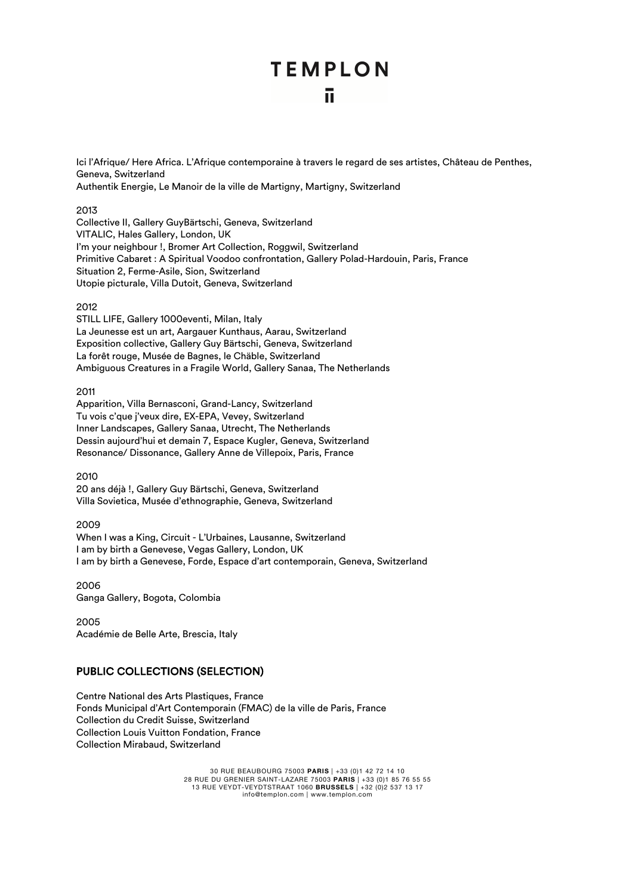Ici l'Afrique/ Here Africa. L'Afrique contemporaine à travers le regard de ses artistes, Château de Penthes, Geneva, Switzerland
Authentik Energie, Le Manoir de la ville de Martigny, Martigny, Switzerland

2013
Collective II, Gallery GuyBärtschi, Geneva, Switzerland
VITALIC, Hales Gallery, London, UK
I'm your neighbour !, Bromer Art Collection, Roggwil, Switzerland
Primitive Cabaret : A Spiritual Voodoo confrontation, Gallery Polad-Hardouin, Paris, France
Situation 2, Ferme-Asile, Sion, Switzerland
Utopie picturale, Villa Dutoit, Geneva, Switzerland

2012
STILL LIFE, Gallery 1000eventi, Milan, Italy
La Jeunesse est un art, Aargauer Kunthaus, Aarau, Switzerland
Exposition collective, Gallery Guy Bärtschi, Geneva, Switzerland
La forêt rouge, Musée de Bagnes, le Chäble, Switzerland
Ambiguous Creatures in a Fragile World, Gallery Sanaa, The Netherlands

2011
Apparition, Villa Bernasconi, Grand-Lancy, Switzerland
Tu vois c'que j'veux dire, EX-EPA, Vevey, Switzerland
Inner Landscapes, Gallery Sanaa, Utrecht, The Netherlands
Dessin aujourd'hui et demain 7, Espace Kugler, Geneva, Switzerland
Resonance/ Dissonance, Gallery Anne de Villepoix, Paris, France

2010
20 ans déjà !, Gallery Guy Bärtschi, Geneva, Switzerland
Villa Sovietica, Musée d'ethnographie, Geneva, Switzerland

2009
When I was a King, Circuit - L'Urbaines, Lausanne, Switzerland
I am by birth a Genevese, Vegas Gallery, London, UK
I am by birth a Genevese, Forde, Espace d'art contemporain, Geneva, Switzerland

2006
Ganga Gallery, Bogota, Colombia

2005
Académie de Belle Arte, Brescia, Italy

## PUBLIC COLLECTIONS (SELECTION)

Centre National des Arts Plastiques, France
Fonds Municipal d'Art Contemporain (FMAC) de la ville de Paris, France
Collection du Credit Suisse, Switzerland
Collection Louis Vuitton Fondation, France
Collection Mirabaud, Switzerland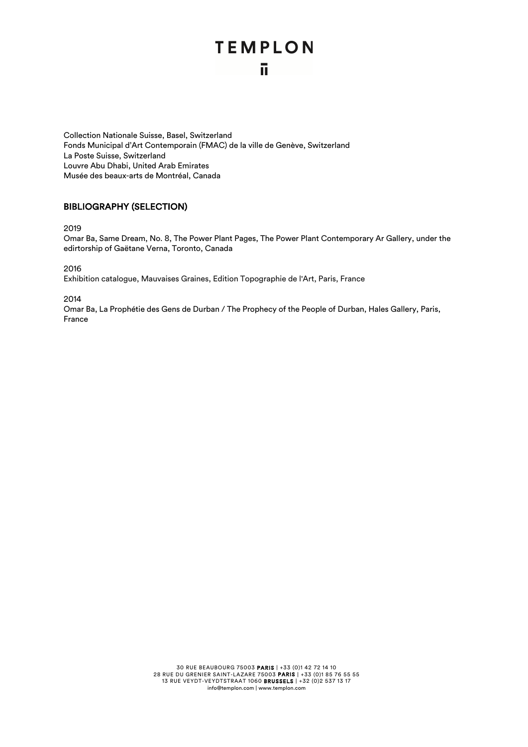Collection Nationale Suisse, Basel, Switzerland
Fonds Municipal d'Art Contemporain (FMAC) de la ville de Genève, Switzerland
La Poste Suisse, Switzerland
Louvre Abu Dhabi, United Arab Emirates
Musée des beaux-arts de Montréal, Canada

## BIBLIOGRAPHY (SELECTION)

2019
Omar Ba, Same Dream, No. 8, The Power Plant Pages, The Power Plant Contemporary Ar Gallery, under the edirtorship of Gaëtane Verna, Toronto, Canada

2016
Exhibition catalogue, Mauvaises Graines, Edition Topographie de l'Art, Paris, France

2014
Omar Ba, La Prophétie des Gens de Durban / The Prophecy of the People of Durban, Hales Gallery, Paris, France